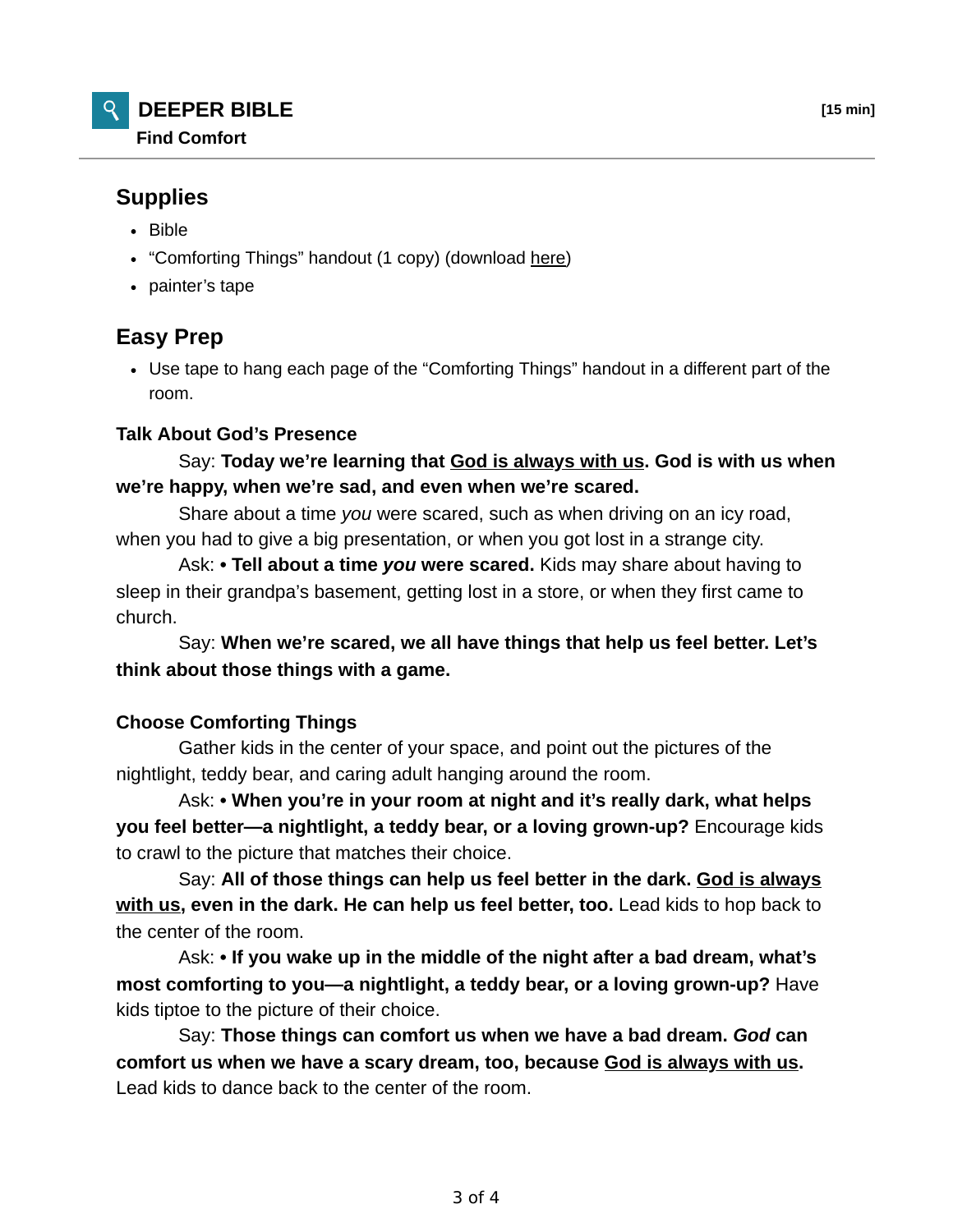# DEEPER BIBLE

**Find Comfort**

**[15 min]**

## Supplies

- Bible
- "Comforting Things" handout (1 copy) (download here)
- painter's tape

## Easy Prep

- Use tape to hang each page of the "Comforting Things" handout in a different part of the room.

### Talk About God's Presence

Say: **Today we're learning that God is always with us. God is with us when we're happy, when we're sad, and even when we're scared.**

Share about a time *you* were scared, such as when driving on an icy road, when you had to give a big presentation, or when you got lost in a strange city.

Ask: **• Tell about a time *you* were scared.** Kids may share about having to sleep in their grandpa's basement, getting lost in a store, or when they first came to church.

Say: **When we're scared, we all have things that help us feel better. Let's think about those things with a game.**

### Choose Comforting Things

Gather kids in the center of your space, and point out the pictures of the nightlight, teddy bear, and caring adult hanging around the room.

Ask: **• When you're in your room at night and it's really dark, what helps you feel better—a nightlight, a teddy bear, or a loving grown-up?** Encourage kids to crawl to the picture that matches their choice.

Say: **All of those things can help us feel better in the dark. God is always with us, even in the dark. He can help us feel better, too.** Lead kids to hop back to the center of the room.

Ask: **• If you wake up in the middle of the night after a bad dream, what's most comforting to you—a nightlight, a teddy bear, or a loving grown-up?** Have kids tiptoe to the picture of their choice.

Say: **Those things can comfort us when we have a bad dream. *God* can comfort us when we have a scary dream, too, because God is always with us.** Lead kids to dance back to the center of the room.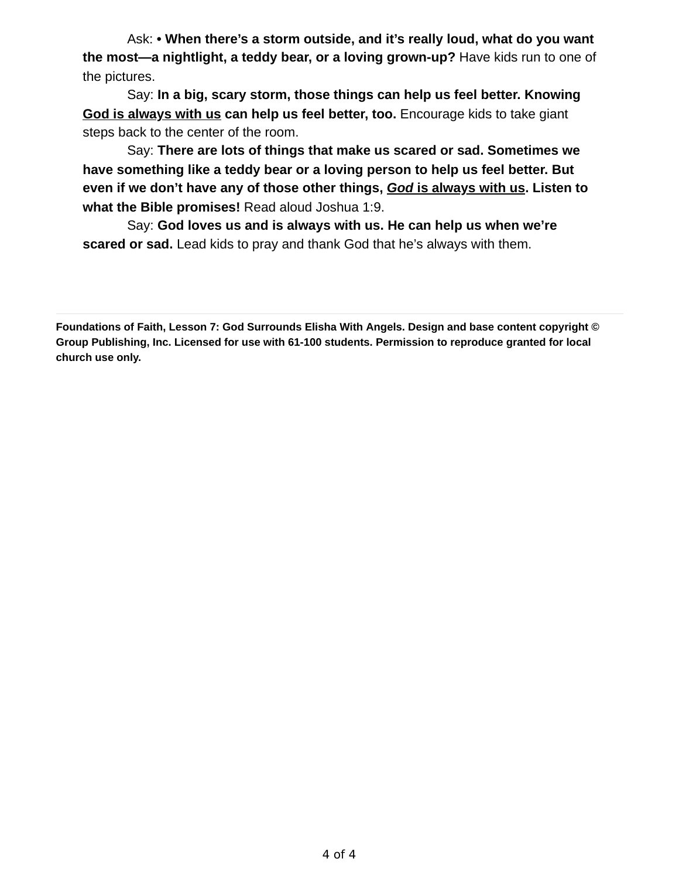Ask: **• When there's a storm outside, and it's really loud, what do you want the most—a nightlight, a teddy bear, or a loving grown-up?** Have kids run to one of the pictures.

Say: **In a big, scary storm, those things can help us feel better. Knowing <u>God is always with us</u> can help us feel better, too.** Encourage kids to take giant steps back to the center of the room.

Say: **There are lots of things that make us scared or sad. Sometimes we have something like a teddy bear or a loving person to help us feel better. But even if we don't have any of those other things, <u>*God* is always with us</u>. Listen to what the Bible promises!** Read aloud Joshua 1:9.

Say: **God loves us and is always with us. He can help us when we're scared or sad.** Lead kids to pray and thank God that he's always with them.

---

**Foundations of Faith, Lesson 7: God Surrounds Elisha With Angels. Design and base content copyright © Group Publishing, Inc. Licensed for use with 61-100 students. Permission to reproduce granted for local church use only.**